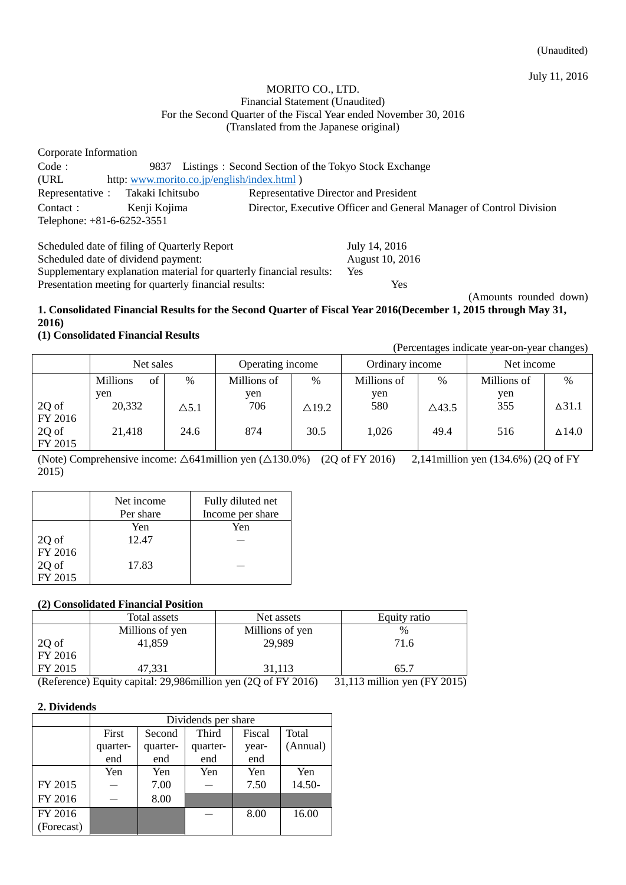(Unaudited)

July 11, 2016

MORITO CO., LTD.
Financial Statement (Unaudited)
For the Second Quarter of the Fiscal Year ended November 30, 2016
(Translated from the Japanese original)

Corporate Information
Code： 9837 Listings：Second Section of the Tokyo Stock Exchange
(URL http: www.morito.co.jp/english/index.html )
Representative： Takaki Ichitsubo Representative Director and President
Contact： Kenji Kojima Director, Executive Officer and General Manager of Control Division
Telephone: +81-6-6252-3551

Scheduled date of filing of Quarterly Report: July 14, 2016
Scheduled date of dividend payment: August 10, 2016
Supplementary explanation material for quarterly financial results: Yes
Presentation meeting for quarterly financial results: Yes

(Amounts rounded down)

**1. Consolidated Financial Results for the Second Quarter of Fiscal Year 2016(December 1, 2015 through May 31, 2016)**

**(1) Consolidated Financial Results**

(Percentages indicate year-on-year changes)

| | Net sales | | Operating income | | Ordinary income | | Net income | |
|---|---|---|---|---|---|---|---|---|
| | Millions of yen | % | Millions of yen | % | Millions of yen | % | Millions of yen | % |
| 2Q of FY 2016 | 20,332 | △5.1 | 706 | △19.2 | 580 | △43.5 | 355 | △31.1 |
| 2Q of FY 2015 | 21,418 | 24.6 | 874 | 30.5 | 1,026 | 49.4 | 516 | △14.0 |

(Note) Comprehensive income: △641million yen (△130.0%) (2Q of FY 2016) 2,141million yen (134.6%) (2Q of FY 2015)

| | Net income Per share | Fully diluted net Income per share |
|---|---|---|
| | Yen | Yen |
| 2Q of FY 2016 | 12.47 | — |
| 2Q of FY 2015 | 17.83 | — |

**(2) Consolidated Financial Position**

| | Total assets | Net assets | Equity ratio |
|---|---|---|---|
| | Millions of yen | Millions of yen | % |
| 2Q of FY 2016 | 41,859 | 29,989 | 71.6 |
| FY 2015 | 47,331 | 31,113 | 65.7 |

(Reference) Equity capital: 29,986million yen (2Q of FY 2016) 31,113 million yen (FY 2015)

**2. Dividends**

| | Dividends per share | | | | |
|---|---|---|---|---|---|
| | First quarter-end | Second quarter-end | Third quarter-end | Fiscal year-end | Total (Annual) |
| | Yen | Yen | Yen | Yen | Yen |
| FY 2015 | — | 7.00 | — | 7.50 | 14.50- |
| FY 2016 | — | 8.00 | | | |
| FY 2016 (Forecast) | | | — | 8.00 | 16.00 |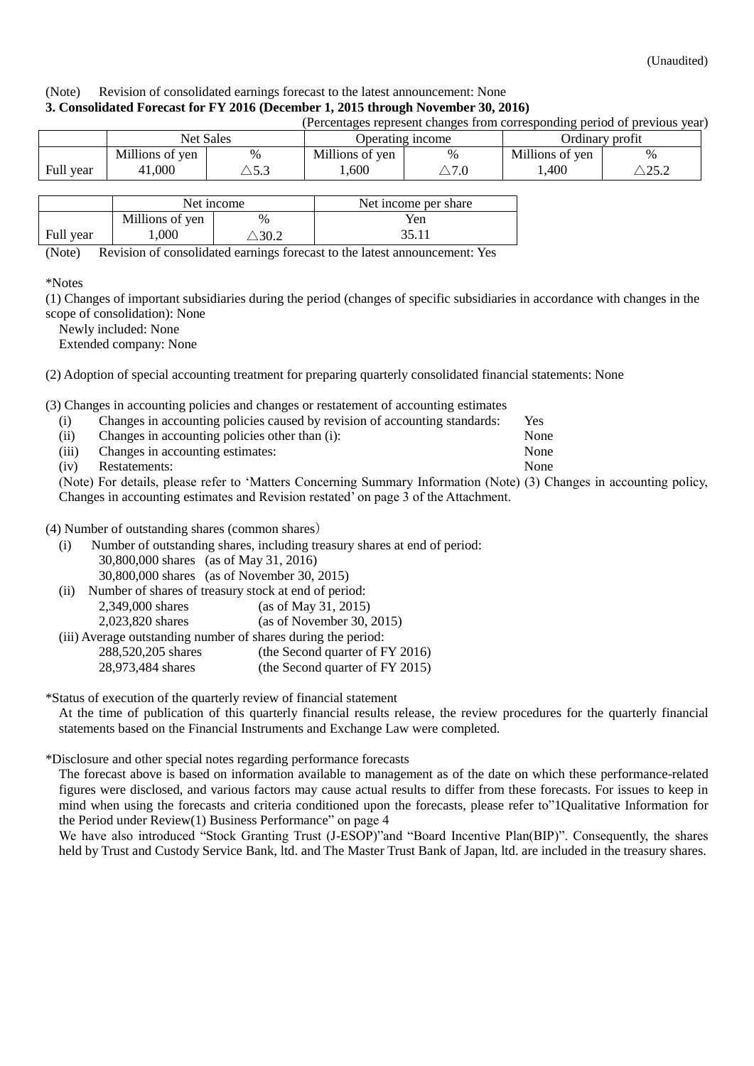(Unaudited)

(Note) Revision of consolidated earnings forecast to the latest announcement: None

**3. Consolidated Forecast for FY 2016 (December 1, 2015 through November 30, 2016)**

(Percentages represent changes from corresponding period of previous year)

| | Net Sales | | Operating income | | Ordinary profit | |
|---|---|---|---|---|---|---|
| | Millions of yen | % | Millions of yen | % | Millions of yen | % |
| Full year | 41,000 | △5.3 | 1,600 | △7.0 | 1,400 | △25.2 |

| | Net income | | Net income per share |
|---|---|---|---|
| | Millions of yen | % | Yen |
| Full year | 1,000 | △30.2 | 35.11 |

(Note) Revision of consolidated earnings forecast to the latest announcement: Yes

\*Notes

(1) Changes of important subsidiaries during the period (changes of specific subsidiaries in accordance with changes in the scope of consolidation): None

Newly included: None

Extended company: None

(2) Adoption of special accounting treatment for preparing quarterly consolidated financial statements: None

(3) Changes in accounting policies and changes or restatement of accounting estimates

(i) Changes in accounting policies caused by revision of accounting standards: Yes

(ii) Changes in accounting policies other than (i): None

(iii) Changes in accounting estimates: None

(iv) Restatements: None

(Note) For details, please refer to 'Matters Concerning Summary Information (Note) (3) Changes in accounting policy, Changes in accounting estimates and Revision restated' on page 3 of the Attachment.

(4) Number of outstanding shares (common shares)

(i) Number of outstanding shares, including treasury shares at end of period:

30,800,000 shares (as of May 31, 2016)

30,800,000 shares (as of November 30, 2015)

(ii) Number of shares of treasury stock at end of period:

2,349,000 shares (as of May 31, 2015)

2,023,820 shares (as of November 30, 2015)

(iii) Average outstanding number of shares during the period:

288,520,205 shares (the Second quarter of FY 2016)

28,973,484 shares (the Second quarter of FY 2015)

\*Status of execution of the quarterly review of financial statement

At the time of publication of this quarterly financial results release, the review procedures for the quarterly financial statements based on the Financial Instruments and Exchange Law were completed.

\*Disclosure and other special notes regarding performance forecasts

The forecast above is based on information available to management as of the date on which these performance-related figures were disclosed, and various factors may cause actual results to differ from these forecasts. For issues to keep in mind when using the forecasts and criteria conditioned upon the forecasts, please refer to"1Qualitative Information for the Period under Review(1) Business Performance" on page 4

We have also introduced "Stock Granting Trust (J-ESOP)"and "Board Incentive Plan(BIP)". Consequently, the shares held by Trust and Custody Service Bank, ltd. and The Master Trust Bank of Japan, ltd. are included in the treasury shares.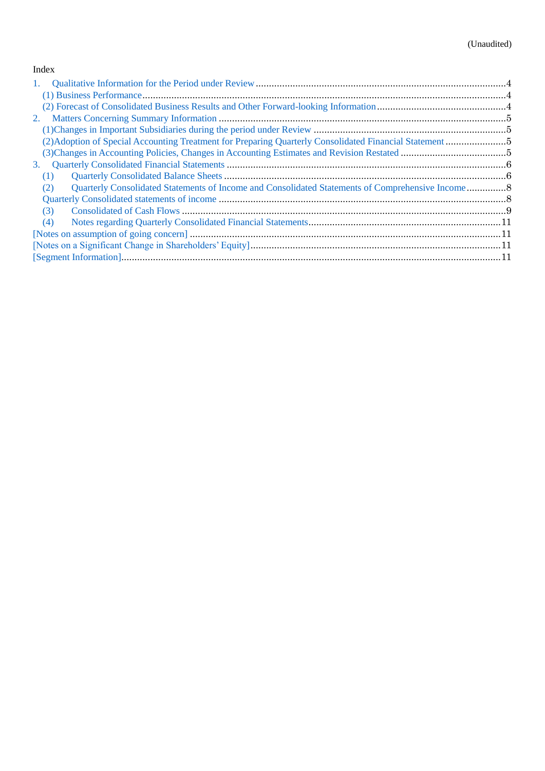(Unaudited)

Index

1. Qualitative Information for the Period under Review ....................................................................................... 4
   (1) Business Performance ..................................................................................................................................... 4
   (2) Forecast of Consolidated Business Results and Other Forward-looking Information .................................... 4
2. Matters Concerning Summary Information ....................................................................................................... 5
   (1)Changes in Important Subsidiaries during the period under Review ............................................................... 5
   (2)Adoption of Special Accounting Treatment for Preparing Quarterly Consolidated Financial Statement ......... 5
   (3)Changes in Accounting Policies, Changes in Accounting Estimates and Revision Restated ........................... 5
3. Quarterly Consolidated Financial Statements ..................................................................................................... 6
   (1) Quarterly Consolidated Balance Sheets ........................................................................................................... 6
   (2) Quarterly Consolidated Statements of Income and Consolidated Statements of Comprehensive Income ...... 8
   Quarterly Consolidated statements of income ...................................................................................................... 8
   (3) Consolidated of Cash Flows ............................................................................................................................ 9
   (4) Notes regarding Quarterly Consolidated Financial Statements ..................................................................... 11

[Notes on assumption of going concern] ................................................................................................................ 11

[Notes on a Significant Change in Shareholders' Equity] ...................................................................................... 11

[Segment Information] ........................................................................................................................................... 11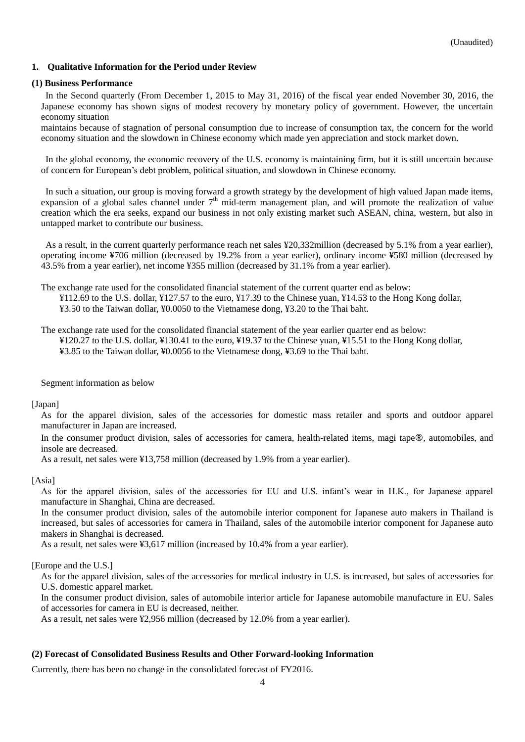(Unaudited)

## 1. Qualitative Information for the Period under Review

### (1) Business Performance

In the Second quarterly (From December 1, 2015 to May 31, 2016) of the fiscal year ended November 30, 2016, the Japanese economy has shown signs of modest recovery by monetary policy of government. However, the uncertain economy situation
maintains because of stagnation of personal consumption due to increase of consumption tax, the concern for the world economy situation and the slowdown in Chinese economy which made yen appreciation and stock market down.

In the global economy, the economic recovery of the U.S. economy is maintaining firm, but it is still uncertain because of concern for European's debt problem, political situation, and slowdown in Chinese economy.

In such a situation, our group is moving forward a growth strategy by the development of high valued Japan made items, expansion of a global sales channel under 7th mid-term management plan, and will promote the realization of value creation which the era seeks, expand our business in not only existing market such ASEAN, china, western, but also in untapped market to contribute our business.

As a result, in the current quarterly performance reach net sales ¥20,332million (decreased by 5.1% from a year earlier), operating income ¥706 million (decreased by 19.2% from a year earlier), ordinary income ¥580 million (decreased by 43.5% from a year earlier), net income ¥355 million (decreased by 31.1% from a year earlier).

The exchange rate used for the consolidated financial statement of the current quarter end as below:
¥112.69 to the U.S. dollar, ¥127.57 to the euro, ¥17.39 to the Chinese yuan, ¥14.53 to the Hong Kong dollar, ¥3.50 to the Taiwan dollar, ¥0.0050 to the Vietnamese dong, ¥3.20 to the Thai baht.

The exchange rate used for the consolidated financial statement of the year earlier quarter end as below:
¥120.27 to the U.S. dollar, ¥130.41 to the euro, ¥19.37 to the Chinese yuan, ¥15.51 to the Hong Kong dollar, ¥3.85 to the Taiwan dollar, ¥0.0056 to the Vietnamese dong, ¥3.69 to the Thai baht.

Segment information as below

[Japan]

As for the apparel division, sales of the accessories for domestic mass retailer and sports and outdoor apparel manufacturer in Japan are increased.

In the consumer product division, sales of accessories for camera, health-related items, magi tape®, automobiles, and insole are decreased.

As a result, net sales were ¥13,758 million (decreased by 1.9% from a year earlier).

[Asia]

As for the apparel division, sales of the accessories for EU and U.S. infant's wear in H.K., for Japanese apparel manufacture in Shanghai, China are decreased.

In the consumer product division, sales of the automobile interior component for Japanese auto makers in Thailand is increased, but sales of accessories for camera in Thailand, sales of the automobile interior component for Japanese auto makers in Shanghai is decreased.

As a result, net sales were ¥3,617 million (increased by 10.4% from a year earlier).

[Europe and the U.S.]

As for the apparel division, sales of the accessories for medical industry in U.S. is increased, but sales of accessories for U.S. domestic apparel market.

In the consumer product division, sales of automobile interior article for Japanese automobile manufacture in EU. Sales of accessories for camera in EU is decreased, neither.

As a result, net sales were ¥2,956 million (decreased by 12.0% from a year earlier).

### (2) Forecast of Consolidated Business Results and Other Forward-looking Information

Currently, there has been no change in the consolidated forecast of FY2016.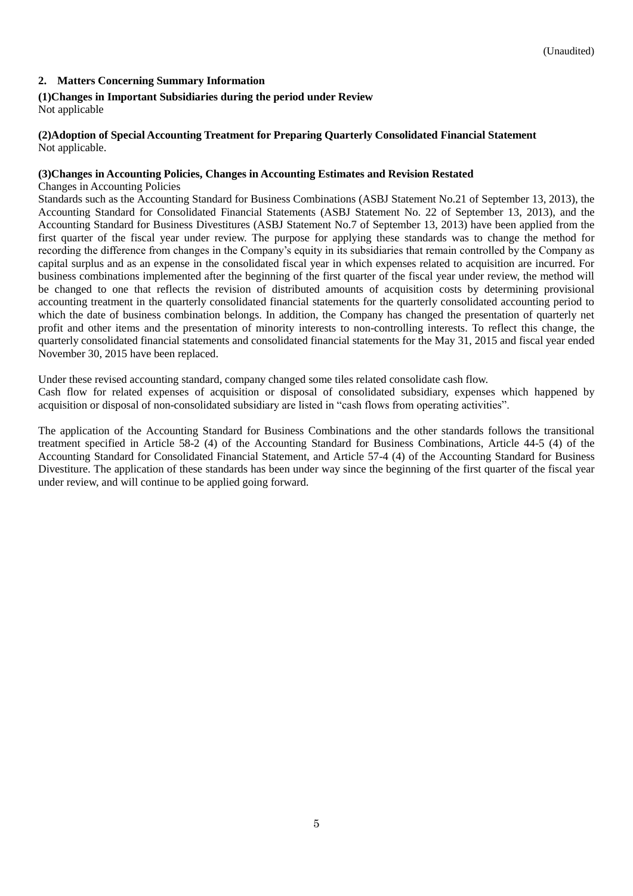(Unaudited)

## 2. Matters Concerning Summary Information

### (1)Changes in Important Subsidiaries during the period under Review

Not applicable

### (2)Adoption of Special Accounting Treatment for Preparing Quarterly Consolidated Financial Statement

Not applicable.

### (3)Changes in Accounting Policies, Changes in Accounting Estimates and Revision Restated

Changes in Accounting Policies

Standards such as the Accounting Standard for Business Combinations (ASBJ Statement No.21 of September 13, 2013), the Accounting Standard for Consolidated Financial Statements (ASBJ Statement No. 22 of September 13, 2013), and the Accounting Standard for Business Divestitures (ASBJ Statement No.7 of September 13, 2013) have been applied from the first quarter of the fiscal year under review. The purpose for applying these standards was to change the method for recording the difference from changes in the Company's equity in its subsidiaries that remain controlled by the Company as capital surplus and as an expense in the consolidated fiscal year in which expenses related to acquisition are incurred. For business combinations implemented after the beginning of the first quarter of the fiscal year under review, the method will be changed to one that reflects the revision of distributed amounts of acquisition costs by determining provisional accounting treatment in the quarterly consolidated financial statements for the quarterly consolidated accounting period to which the date of business combination belongs. In addition, the Company has changed the presentation of quarterly net profit and other items and the presentation of minority interests to non-controlling interests. To reflect this change, the quarterly consolidated financial statements and consolidated financial statements for the May 31, 2015 and fiscal year ended November 30, 2015 have been replaced.

Under these revised accounting standard, company changed some tiles related consolidate cash flow.
Cash flow for related expenses of acquisition or disposal of consolidated subsidiary, expenses which happened by acquisition or disposal of non-consolidated subsidiary are listed in "cash flows from operating activities".

The application of the Accounting Standard for Business Combinations and the other standards follows the transitional treatment specified in Article 58-2 (4) of the Accounting Standard for Business Combinations, Article 44-5 (4) of the Accounting Standard for Consolidated Financial Statement, and Article 57-4 (4) of the Accounting Standard for Business Divestiture. The application of these standards has been under way since the beginning of the first quarter of the fiscal year under review, and will continue to be applied going forward.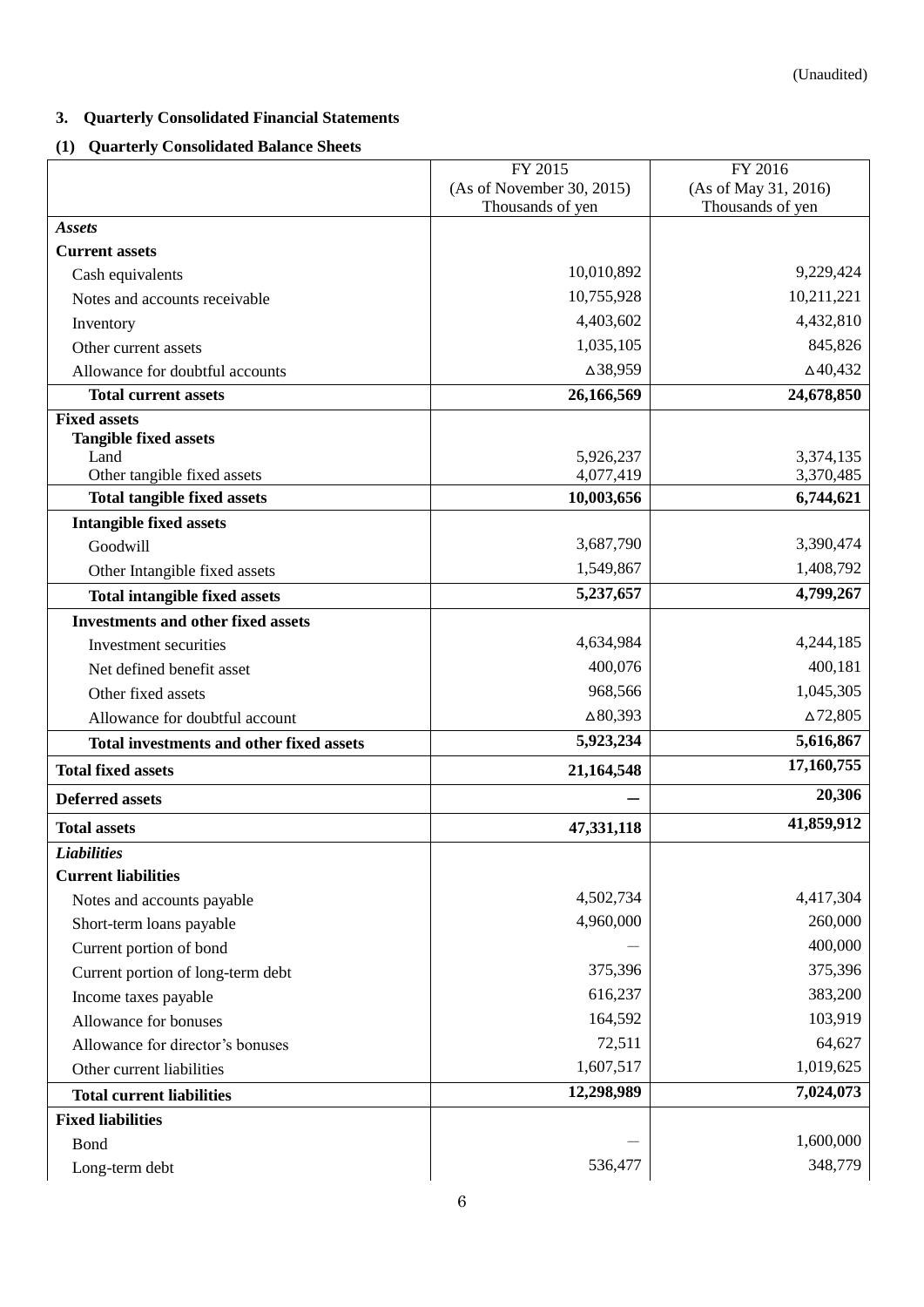(Unaudited)

## 3. Quarterly Consolidated Financial Statements

### (1) Quarterly Consolidated Balance Sheets

| | FY 2015 (As of November 30, 2015) Thousands of yen | FY 2016 (As of May 31, 2016) Thousands of yen |
|---|---|---|
| ***Assets*** | | |
| **Current assets** | | |
| Cash equivalents | 10,010,892 | 9,229,424 |
| Notes and accounts receivable | 10,755,928 | 10,211,221 |
| Inventory | 4,403,602 | 4,432,810 |
| Other current assets | 1,035,105 | 845,826 |
| Allowance for doubtful accounts | △38,959 | △40,432 |
| **Total current assets** | **26,166,569** | **24,678,850** |
| **Fixed assets** | | |
| **Tangible fixed assets** | | |
| Land | 5,926,237 | 3,374,135 |
| Other tangible fixed assets | 4,077,419 | 3,370,485 |
| **Total tangible fixed assets** | **10,003,656** | **6,744,621** |
| **Intangible fixed assets** | | |
| Goodwill | 3,687,790 | 3,390,474 |
| Other Intangible fixed assets | 1,549,867 | 1,408,792 |
| **Total intangible fixed assets** | **5,237,657** | **4,799,267** |
| **Investments and other fixed assets** | | |
| Investment securities | 4,634,984 | 4,244,185 |
| Net defined benefit asset | 400,076 | 400,181 |
| Other fixed assets | 968,566 | 1,045,305 |
| Allowance for doubtful account | △80,393 | △72,805 |
| **Total investments and other fixed assets** | **5,923,234** | **5,616,867** |
| **Total fixed assets** | **21,164,548** | **17,160,755** |
| **Deferred assets** | **—** | **20,306** |
| **Total assets** | **47,331,118** | **41,859,912** |
| ***Liabilities*** | | |
| **Current liabilities** | | |
| Notes and accounts payable | 4,502,734 | 4,417,304 |
| Short-term loans payable | 4,960,000 | 260,000 |
| Current portion of bond | — | 400,000 |
| Current portion of long-term debt | 375,396 | 375,396 |
| Income taxes payable | 616,237 | 383,200 |
| Allowance for bonuses | 164,592 | 103,919 |
| Allowance for director's bonuses | 72,511 | 64,627 |
| Other current liabilities | 1,607,517 | 1,019,625 |
| **Total current liabilities** | **12,298,989** | **7,024,073** |
| **Fixed liabilities** | | |
| Bond | — | 1,600,000 |
| Long-term debt | 536,477 | 348,779 |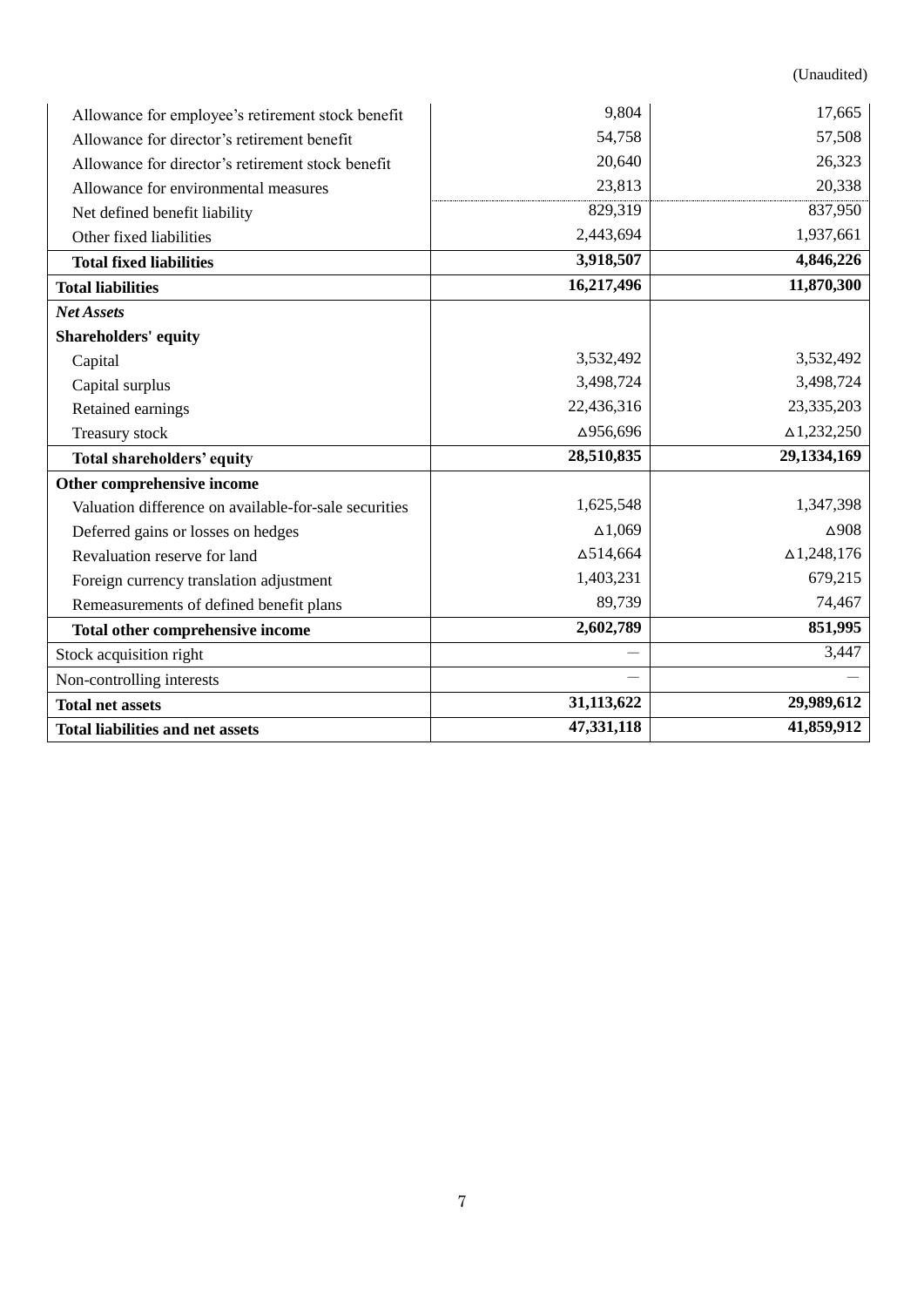(Unaudited)

| | | |
|---|---|---|
| Allowance for employee's retirement stock benefit | 9,804 | 17,665 |
| Allowance for director's retirement benefit | 54,758 | 57,508 |
| Allowance for director's retirement stock benefit | 20,640 | 26,323 |
| Allowance for environmental measures | 23,813 | 20,338 |
| Net defined benefit liability | 829,319 | 837,950 |
| Other fixed liabilities | 2,443,694 | 1,937,661 |
| **Total fixed liabilities** | **3,918,507** | **4,846,226** |
| **Total liabilities** | **16,217,496** | **11,870,300** |
| ***Net Assets*** | | |
| **Shareholders' equity** | | |
| Capital | 3,532,492 | 3,532,492 |
| Capital surplus | 3,498,724 | 3,498,724 |
| Retained earnings | 22,436,316 | 23,335,203 |
| Treasury stock | △956,696 | △1,232,250 |
| **Total shareholders' equity** | **28,510,835** | **29,1334,169** |
| **Other comprehensive income** | | |
| Valuation difference on available-for-sale securities | 1,625,548 | 1,347,398 |
| Deferred gains or losses on hedges | △1,069 | △908 |
| Revaluation reserve for land | △514,664 | △1,248,176 |
| Foreign currency translation adjustment | 1,403,231 | 679,215 |
| Remeasurements of defined benefit plans | 89,739 | 74,467 |
| **Total other comprehensive income** | **2,602,789** | **851,995** |
| Stock acquisition right | — | 3,447 |
| Non-controlling interests | — | — |
| **Total net assets** | **31,113,622** | **29,989,612** |
| **Total liabilities and net assets** | **47,331,118** | **41,859,912** |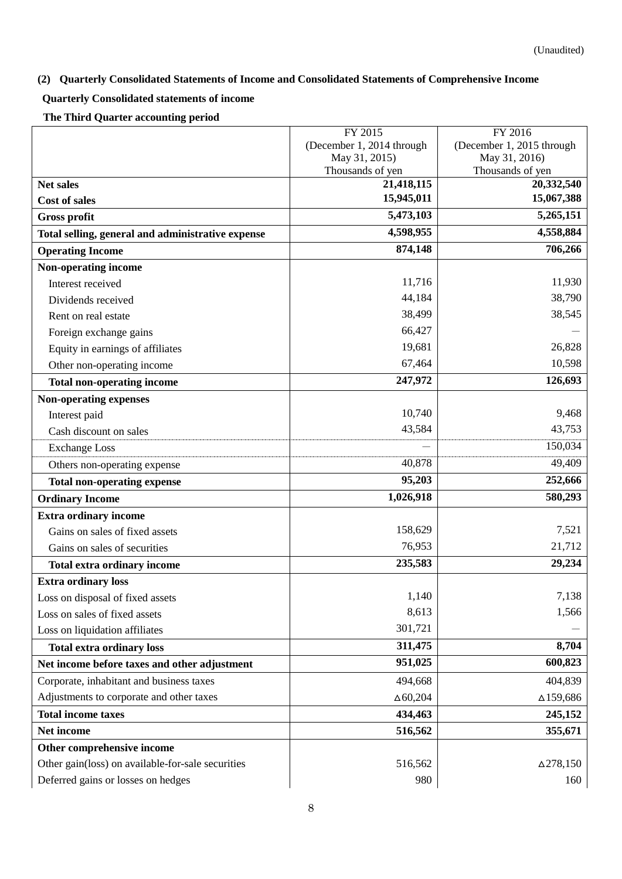(Unaudited)

## (2) Quarterly Consolidated Statements of Income and Consolidated Statements of Comprehensive Income

### Quarterly Consolidated statements of income

### The Third Quarter accounting period

| | FY 2015 (December 1, 2014 through May 31, 2015) Thousands of yen | FY 2016 (December 1, 2015 through May 31, 2016) Thousands of yen |
|---|---|---|
| **Net sales** | **21,418,115** | **20,332,540** |
| **Cost of sales** | **15,945,011** | **15,067,388** |
| **Gross profit** | **5,473,103** | **5,265,151** |
| **Total selling, general and administrative expense** | **4,598,955** | **4,558,884** |
| **Operating Income** | **874,148** | **706,266** |
| **Non-operating income** | | |
| Interest received | 11,716 | 11,930 |
| Dividends received | 44,184 | 38,790 |
| Rent on real estate | 38,499 | 38,545 |
| Foreign exchange gains | 66,427 | — |
| Equity in earnings of affiliates | 19,681 | 26,828 |
| Other non-operating income | 67,464 | 10,598 |
| **Total non-operating income** | **247,972** | **126,693** |
| **Non-operating expenses** | | |
| Interest paid | 10,740 | 9,468 |
| Cash discount on sales | 43,584 | 43,753 |
| Exchange Loss | — | 150,034 |
| Others non-operating expense | 40,878 | 49,409 |
| **Total non-operating expense** | **95,203** | **252,666** |
| **Ordinary Income** | **1,026,918** | **580,293** |
| **Extra ordinary income** | | |
| Gains on sales of fixed assets | 158,629 | 7,521 |
| Gains on sales of securities | 76,953 | 21,712 |
| **Total extra ordinary income** | **235,583** | **29,234** |
| **Extra ordinary loss** | | |
| Loss on disposal of fixed assets | 1,140 | 7,138 |
| Loss on sales of fixed assets | 8,613 | 1,566 |
| Loss on liquidation affiliates | 301,721 | — |
| **Total extra ordinary loss** | **311,475** | **8,704** |
| **Net income before taxes and other adjustment** | **951,025** | **600,823** |
| Corporate, inhabitant and business taxes | 494,668 | 404,839 |
| Adjustments to corporate and other taxes | △60,204 | △159,686 |
| **Total income taxes** | **434,463** | **245,152** |
| **Net income** | **516,562** | **355,671** |
| **Other comprehensive income** | | |
| Other gain(loss) on available-for-sale securities | 516,562 | △278,150 |
| Deferred gains or losses on hedges | 980 | 160 |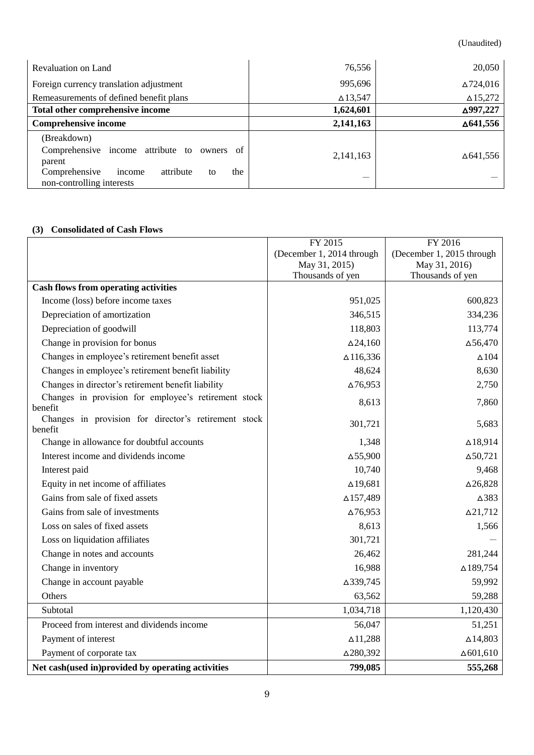(Unaudited)

| | | |
|---|---|---|
| Revaluation on Land | 76,556 | 20,050 |
| Foreign currency translation adjustment | 995,696 | △724,016 |
| Remeasurements of defined benefit plans | △13,547 | △15,272 |
| **Total other comprehensive income** | **1,624,601** | **△997,227** |
| **Comprehensive income** | **2,141,163** | **△641,556** |
| (Breakdown) | | |
| Comprehensive income attribute to owners of parent | 2,141,163 | △641,556 |
| Comprehensive income attribute to the non-controlling interests | — | — |

### (3) Consolidated of Cash Flows

| | FY 2015 (December 1, 2014 through May 31, 2015) Thousands of yen | FY 2016 (December 1, 2015 through May 31, 2016) Thousands of yen |
|---|---|---|
| **Cash flows from operating activities** | | |
| Income (loss) before income taxes | 951,025 | 600,823 |
| Depreciation of amortization | 346,515 | 334,236 |
| Depreciation of goodwill | 118,803 | 113,774 |
| Change in provision for bonus | △24,160 | △56,470 |
| Changes in employee's retirement benefit asset | △116,336 | △104 |
| Changes in employee's retirement benefit liability | 48,624 | 8,630 |
| Changes in director's retirement benefit liability | △76,953 | 2,750 |
| Changes in provision for employee's retirement stock benefit | 8,613 | 7,860 |
| Changes in provision for director's retirement stock benefit | 301,721 | 5,683 |
| Change in allowance for doubtful accounts | 1,348 | △18,914 |
| Interest income and dividends income | △55,900 | △50,721 |
| Interest paid | 10,740 | 9,468 |
| Equity in net income of affiliates | △19,681 | △26,828 |
| Gains from sale of fixed assets | △157,489 | △383 |
| Gains from sale of investments | △76,953 | △21,712 |
| Loss on sales of fixed assets | 8,613 | 1,566 |
| Loss on liquidation affiliates | 301,721 | — |
| Change in notes and accounts | 26,462 | 281,244 |
| Change in inventory | 16,988 | △189,754 |
| Change in account payable | △339,745 | 59,992 |
| Others | 63,562 | 59,288 |
| Subtotal | 1,034,718 | 1,120,430 |
| Proceed from interest and dividends income | 56,047 | 51,251 |
| Payment of interest | △11,288 | △14,803 |
| Payment of corporate tax | △280,392 | △601,610 |
| **Net cash(used in)provided by operating activities** | **799,085** | **555,268** |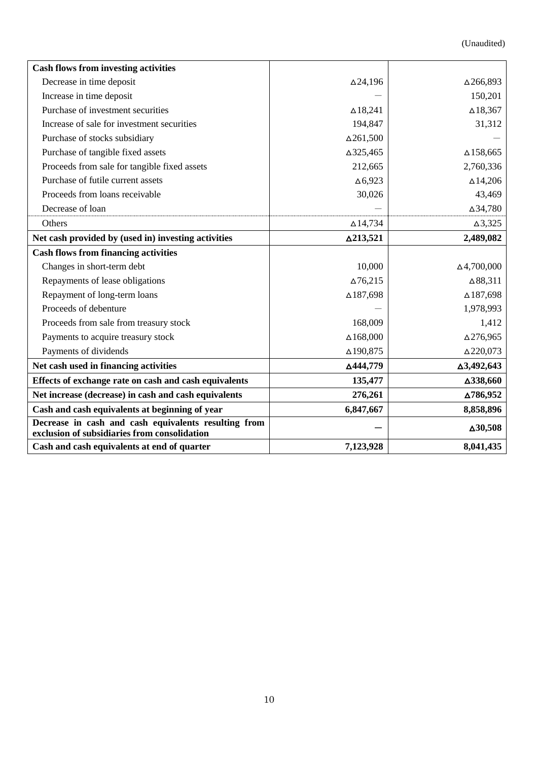(Unaudited)

| | | |
|---|---|---|
| **Cash flows from investing activities** | | |
| Decrease in time deposit | △24,196 | △266,893 |
| Increase in time deposit | — | 150,201 |
| Purchase of investment securities | △18,241 | △18,367 |
| Increase of sale for investment securities | 194,847 | 31,312 |
| Purchase of stocks subsidiary | △261,500 | — |
| Purchase of tangible fixed assets | △325,465 | △158,665 |
| Proceeds from sale for tangible fixed assets | 212,665 | 2,760,336 |
| Purchase of futile current assets | △6,923 | △14,206 |
| Proceeds from loans receivable | 30,026 | 43,469 |
| Decrease of loan | — | △34,780 |
| Others | △14,734 | △3,325 |
| **Net cash provided by (used in) investing activities** | **△213,521** | **2,489,082** |
| **Cash flows from financing activities** | | |
| Changes in short-term debt | 10,000 | △4,700,000 |
| Repayments of lease obligations | △76,215 | △88,311 |
| Repayment of long-term loans | △187,698 | △187,698 |
| Proceeds of debenture | — | 1,978,993 |
| Proceeds from sale from treasury stock | 168,009 | 1,412 |
| Payments to acquire treasury stock | △168,000 | △276,965 |
| Payments of dividends | △190,875 | △220,073 |
| **Net cash used in financing activities** | **△444,779** | **△3,492,643** |
| **Effects of exchange rate on cash and cash equivalents** | **135,477** | **△338,660** |
| **Net increase (decrease) in cash and cash equivalents** | **276,261** | **△786,952** |
| **Cash and cash equivalents at beginning of year** | **6,847,667** | **8,858,896** |
| **Decrease in cash and cash equivalents resulting from exclusion of subsidiaries from consolidation** | **—** | **△30,508** |
| **Cash and cash equivalents at end of quarter** | **7,123,928** | **8,041,435** |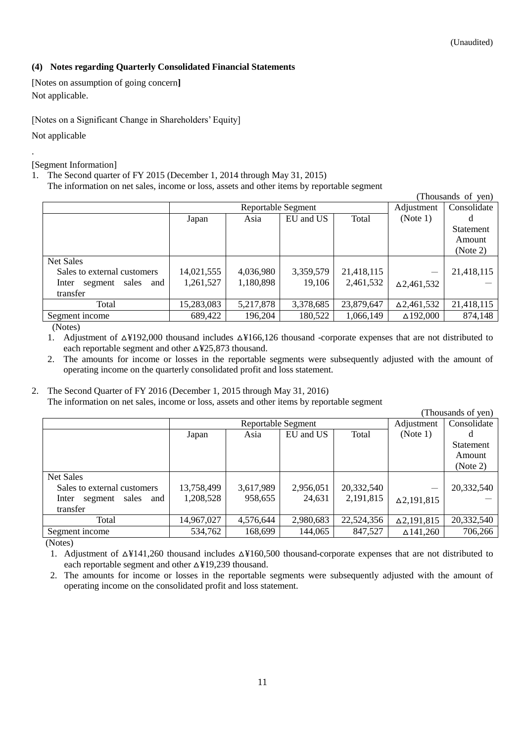(Unaudited)

### (4) Notes regarding Quarterly Consolidated Financial Statements

[Notes on assumption of going concern**]**

Not applicable.

[Notes on a Significant Change in Shareholders' Equity]

Not applicable

.

[Segment Information]

1. The Second quarter of FY 2015 (December 1, 2014 through May 31, 2015)

   The information on net sales, income or loss, assets and other items by reportable segment

(Thousands of yen)

| | Reportable Segment | | | | Adjustment (Note 1) | Consolidated Statement Amount (Note 2) |
|---|---|---|---|---|---|---|
| | Japan | Asia | EU and US | Total | | |
| Net Sales | | | | | | |
| Sales to external customers | 14,021,555 | 4,036,980 | 3,359,579 | 21,418,115 | — | 21,418,115 |
| Inter segment sales and transfer | 1,261,527 | 1,180,898 | 19,106 | 2,461,532 | ∆2,461,532 | — |
| Total | 15,283,083 | 5,217,878 | 3,378,685 | 23,879,647 | ∆2,461,532 | 21,418,115 |
| Segment income | 689,422 | 196,204 | 180,522 | 1,066,149 | ∆192,000 | 874,148 |

(Notes)

1. Adjustment of ∆¥192,000 thousand includes ∆¥166,126 thousand -corporate expenses that are not distributed to each reportable segment and other ∆¥25,873 thousand.
2. The amounts for income or losses in the reportable segments were subsequently adjusted with the amount of operating income on the quarterly consolidated profit and loss statement.

2. The Second Quarter of FY 2016 (December 1, 2015 through May 31, 2016)

   The information on net sales, income or loss, assets and other items by reportable segment

(Thousands of yen)

| | Reportable Segment | | | | Adjustment (Note 1) | Consolidated Statement Amount (Note 2) |
|---|---|---|---|---|---|---|
| | Japan | Asia | EU and US | Total | | |
| Net Sales | | | | | | |
| Sales to external customers | 13,758,499 | 3,617,989 | 2,956,051 | 20,332,540 | — | 20,332,540 |
| Inter segment sales and transfer | 1,208,528 | 958,655 | 24,631 | 2,191,815 | ∆2,191,815 | — |
| Total | 14,967,027 | 4,576,644 | 2,980,683 | 22,524,356 | ∆2,191,815 | 20,332,540 |
| Segment income | 534,762 | 168,699 | 144,065 | 847,527 | ∆141,260 | 706,266 |

(Notes)

1. Adjustment of ∆¥141,260 thousand includes ∆¥160,500 thousand-corporate expenses that are not distributed to each reportable segment and other ∆¥19,239 thousand.
2. The amounts for income or losses in the reportable segments were subsequently adjusted with the amount of operating income on the consolidated profit and loss statement.